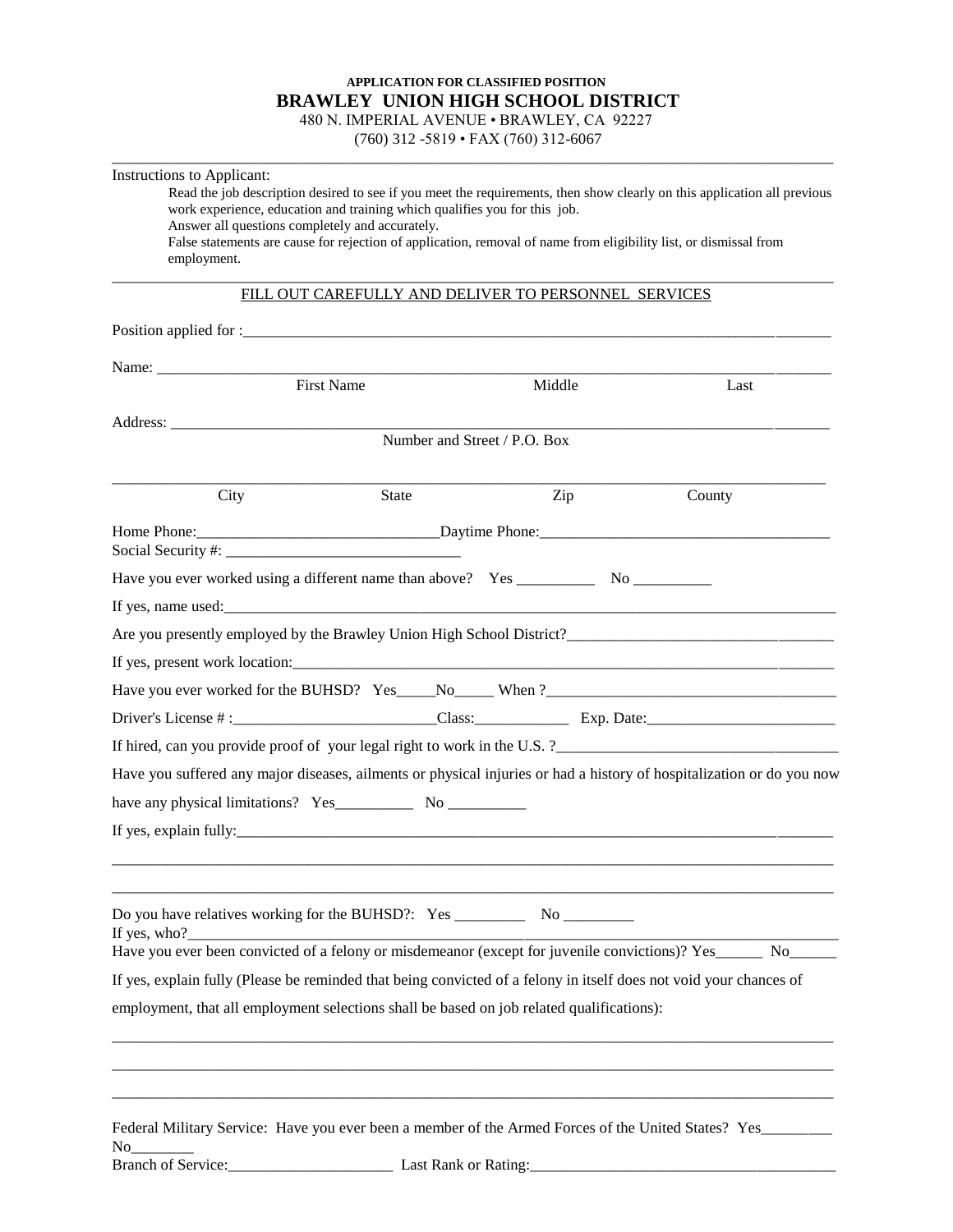**APPLICATION FOR CLASSIFIED POSITION**

# BRAWLEY UNION HIGH SCHOOL DISTRICT

480 N. IMPERIAL AVENUE • BRAWLEY, CA 92227

(760) 312 -5819 • FAX (760) 312-6067

---

Instructions to Applicant:

Read the job description desired to see if you meet the requirements, then show clearly on this application all previous work experience, education and training which qualifies you for this job.

Answer all questions completely and accurately.

False statements are cause for rejection of application, removal of name from eligibility list, or dismissal from employment.

---

FILL OUT CAREFULLY AND DELIVER TO PERSONNEL SERVICES

Position applied for :______________________________________________________________________

Name: ____________________________________________________________________________

First Name Middle Last

Address: __________________________________________________________________________

Number and Street / P.O. Box

__________________________________________________________________________________

City State Zip County

Home Phone:______________________________Daytime Phone:____________________________________

Social Security #: ______________________________

Have you ever worked using a different name than above? Yes __________ No __________

If yes, name used:_____________________________________________________________________

Are you presently employed by the Brawley Union High School District?_________________________________

If yes, present work location:_______________________________________________________________

Have you ever worked for the BUHSD? Yes_____No_____ When ?_____________________________________

Driver's License # :_________________________Class:____________ Exp. Date:_______________________

If hired, can you provide proof of your legal right to work in the U.S. ?___________________________________

Have you suffered any major diseases, ailments or physical injuries or had a history of hospitalization or do you now have any physical limitations? Yes__________ No __________

If yes, explain fully:______________________________________________________________________

__________________________________________________________________________________

__________________________________________________________________________________

Do you have relatives working for the BUHSD?: Yes _________ No _________

If yes, who?_________________________________________________________________________

Have you ever been convicted of a felony or misdemeanor (except for juvenile convictions)? Yes______ No______

If yes, explain fully (Please be reminded that being convicted of a felony in itself does not void your chances of employment, that all employment selections shall be based on job related qualifications):

__________________________________________________________________________________

__________________________________________________________________________________

__________________________________________________________________________________

Federal Military Service: Have you ever been a member of the Armed Forces of the United States? Yes_________ No________

Branch of Service:_____________________ Last Rank or Rating:_______________________________________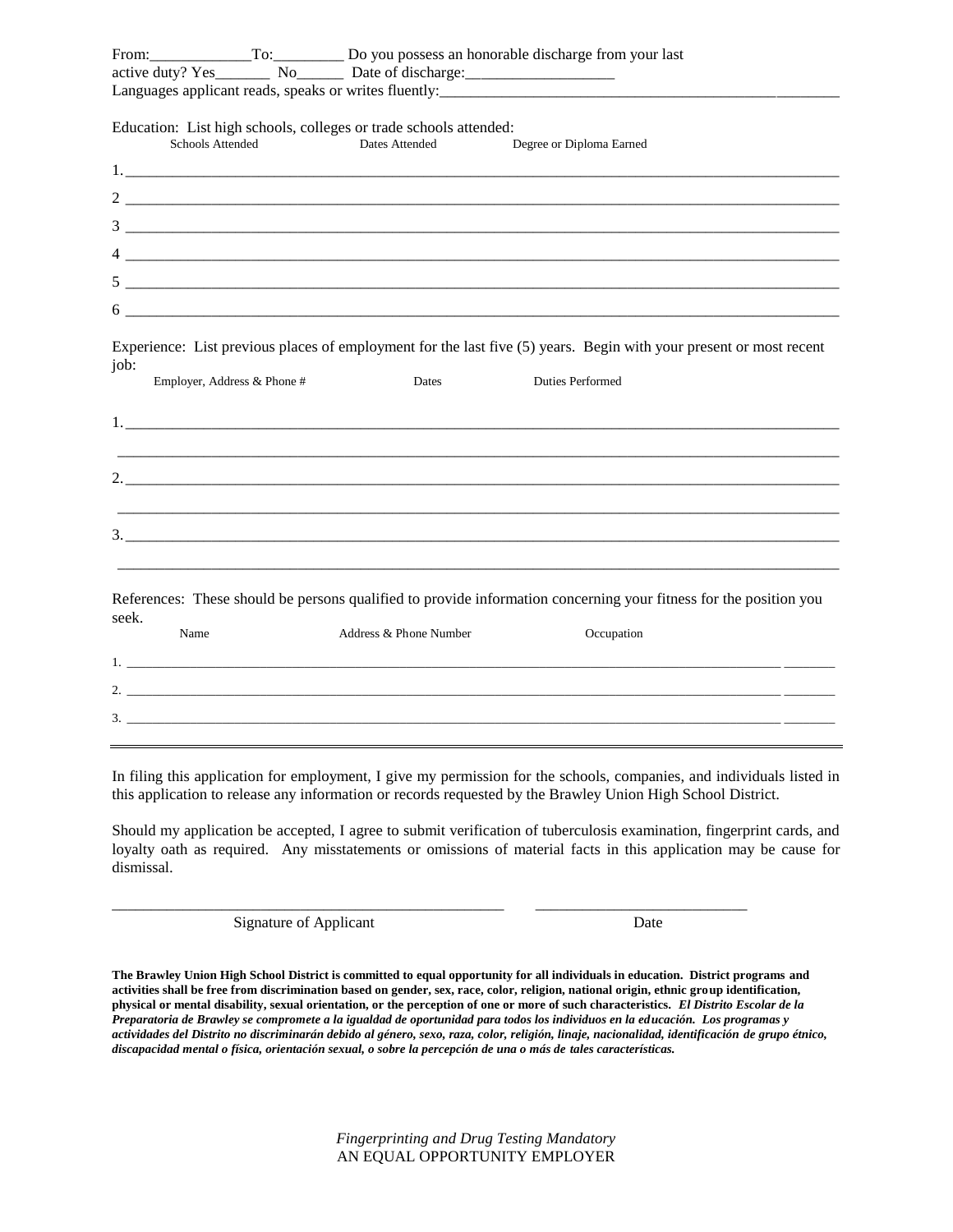From:_____________To:_________ Do you possess an honorable discharge from your last active duty? Yes_______ No______ Date of discharge:___________________

Languages applicant reads, speaks or writes fluently:_______________________________________________________

Education: List high schools, colleges or trade schools attended:

| Schools Attended | Dates Attended | Degree or Diploma Earned |
|---|---|---|
| 1. | | |
| 2 | | |
| 3 | | |
| 4 | | |
| 5 | | |
| 6 | | |

Experience: List previous places of employment for the last five (5) years. Begin with your present or most recent job:

| Employer, Address & Phone # | Dates | Duties Performed |
|---|---|---|
| 1. | | |
| 2. | | |
| 3. | | |

References: These should be persons qualified to provide information concerning your fitness for the position you seek.

| Name | Address & Phone Number | Occupation |
|---|---|---|
| 1. | | |
| 2. | | |
| 3. | | |

---

In filing this application for employment, I give my permission for the schools, companies, and individuals listed in this application to release any information or records requested by the Brawley Union High School District.

Should my application be accepted, I agree to submit verification of tuberculosis examination, fingerprint cards, and loyalty oath as required. Any misstatements or omissions of material facts in this application may be cause for dismissal.

_____________________________________________ ___________________________

Signature of Applicant Date

**The Brawley Union High School District is committed to equal opportunity for all individuals in education. District programs and activities shall be free from discrimination based on gender, sex, race, color, religion, national origin, ethnic group identification, physical or mental disability, sexual orientation, or the perception of one or more of such characteristics.** ***El Distrito Escolar de la Preparatoria de Brawley se compromete a la igualdad de oportunidad para todos los individuos en la educación. Los programas y actividades del Distrito no discriminarán debido al género, sexo, raza, color, religión, linaje, nacionalidad, identificación de grupo étnico, discapacidad mental o física, orientación sexual, o sobre la percepción de una o más de tales características.***

*Fingerprinting and Drug Testing Mandatory*

AN EQUAL OPPORTUNITY EMPLOYER